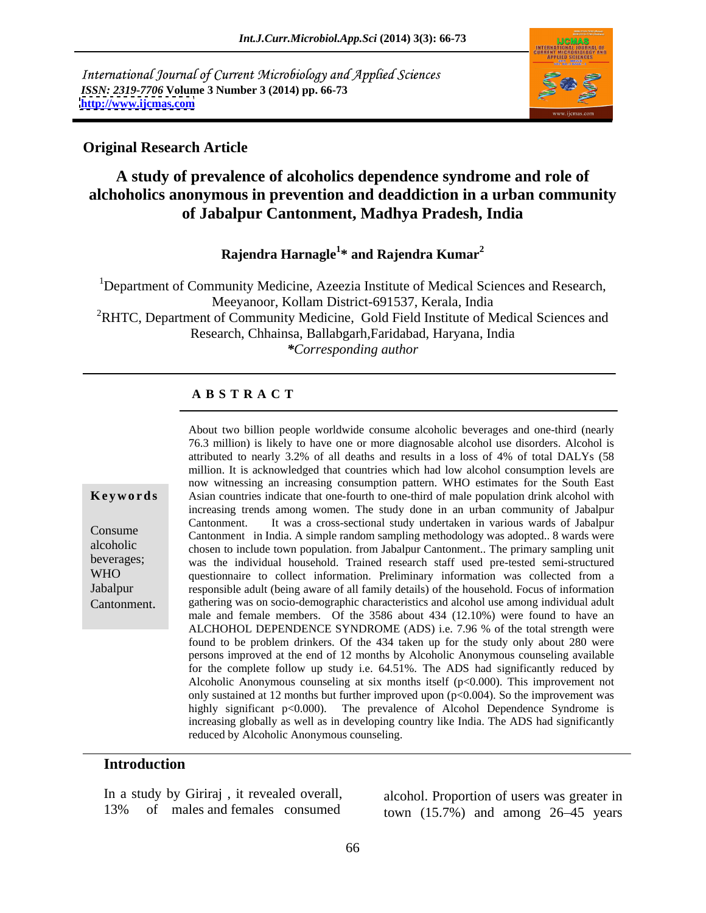International Journal of Current Microbiology and Applied Sciences
*ISSN: 2319-7706* **Volume 3 Number 3 (2014) pp. 66-73**
**http://www.ijcmas.com**

**Original Research Article**

# A study of prevalence of alcoholics dependence syndrome and role of alchoholics anonymous in prevention and deaddiction in a urban community of Jabalpur Cantonment, Madhya Pradesh, India

**Rajendra Harnagle[1]* and Rajendra Kumar[2]**

[1]Department of Community Medicine, Azeezia Institute of Medical Sciences and Research, Meeyanoor, Kollam District-691537, Kerala, India
[2]RHTC, Department of Community Medicine, Gold Field Institute of Medical Sciences and Research, Chhainsa, Ballabgarh,Faridabad, Haryana, India
**Corresponding author*

## A B S T R A C T

**Keywords**

Consume alcoholic beverages; WHO Jabalpur Cantonment.

About two billion people worldwide consume alcoholic beverages and one-third (nearly 76.3 million) is likely to have one or more diagnosable alcohol use disorders. Alcohol is attributed to nearly 3.2% of all deaths and results in a loss of 4% of total DALYs (58 million. It is acknowledged that countries which had low alcohol consumption levels are now witnessing an increasing consumption pattern. WHO estimates for the South East Asian countries indicate that one-fourth to one-third of male population drink alcohol with increasing trends among women. The study done in an urban community of Jabalpur Cantonment. It was a cross-sectional study undertaken in various wards of Jabalpur Cantonment in India. A simple random sampling methodology was adopted.. 8 wards were chosen to include town population. from Jabalpur Cantonment.. The primary sampling unit was the individual household. Trained research staff used pre-tested semi-structured questionnaire to collect information. Preliminary information was collected from a responsible adult (being aware of all family details) of the household. Focus of information gathering was on socio-demographic characteristics and alcohol use among individual adult male and female members. Of the 3586 about 434 (12.10%) were found to have an ALCHOHOL DEPENDENCE SYNDROME (ADS) i.e. 7.96 % of the total strength were found to be problem drinkers. Of the 434 taken up for the study only about 280 were persons improved at the end of 12 months by Alcoholic Anonymous counseling available for the complete follow up study i.e. 64.51%. The ADS had significantly reduced by Alcoholic Anonymous counseling at six months itself ($p<0.000$). This improvement not only sustained at 12 months but further improved upon ($p<0.004$). So the improvement was highly significant $p<0.000$). The prevalence of Alcohol Dependence Syndrome is increasing globally as well as in developing country like India. The ADS had significantly reduced by Alcoholic Anonymous counseling.

## Introduction

In a study by Giriraj , it revealed overall, 13% of males and females consumed alcohol. Proportion of users was greater in town (15.7%) and among 26–45 years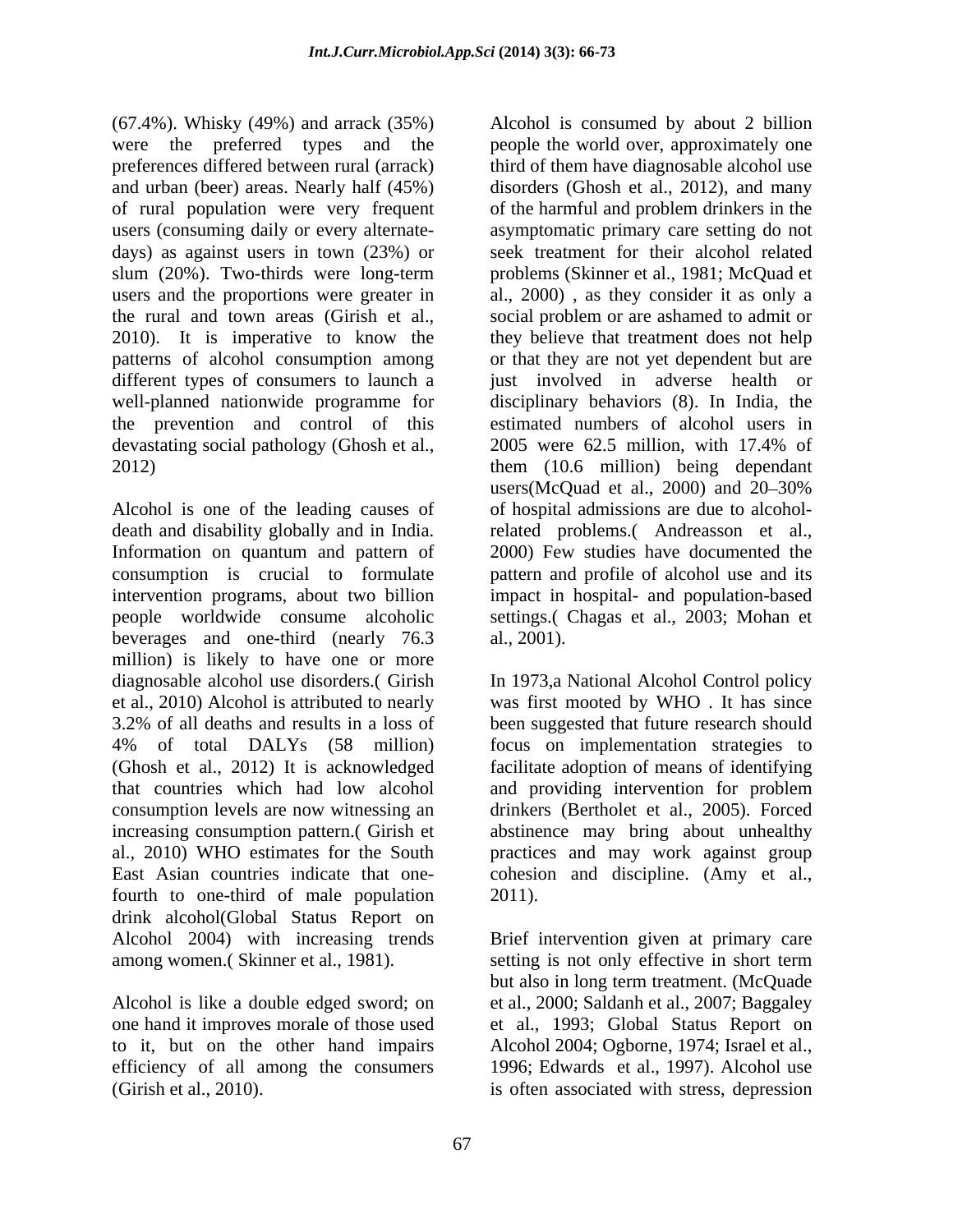(67.4%). Whisky (49%) and arrack (35%) were the preferred types and the preferences differed between rural (arrack) and urban (beer) areas. Nearly half (45%) of rural population were very frequent users (consuming daily or every alternate-days) as against users in town (23%) or slum (20%). Two-thirds were long-term users and the proportions were greater in the rural and town areas (Girish et al., 2010). It is imperative to know the patterns of alcohol consumption among different types of consumers to launch a well-planned nationwide programme for the prevention and control of this devastating social pathology (Ghosh et al., 2012)

Alcohol is one of the leading causes of death and disability globally and in India. Information on quantum and pattern of consumption is crucial to formulate intervention programs, about two billion people worldwide consume alcoholic beverages and one-third (nearly 76.3 million) is likely to have one or more diagnosable alcohol use disorders.( Girish et al., 2010) Alcohol is attributed to nearly 3.2% of all deaths and results in a loss of 4% of total DALYs (58 million) (Ghosh et al., 2012) It is acknowledged that countries which had low alcohol consumption levels are now witnessing an increasing consumption pattern.( Girish et al., 2010) WHO estimates for the South East Asian countries indicate that one-fourth to one-third of male population drink alcohol(Global Status Report on Alcohol 2004) with increasing trends among women.( Skinner et al., 1981).

Alcohol is like a double edged sword; on one hand it improves morale of those used to it, but on the other hand impairs efficiency of all among the consumers (Girish et al., 2010).

Alcohol is consumed by about 2 billion people the world over, approximately one third of them have diagnosable alcohol use disorders (Ghosh et al., 2012), and many of the harmful and problem drinkers in the asymptomatic primary care setting do not seek treatment for their alcohol related problems (Skinner et al., 1981; McQuad et al., 2000) , as they consider it as only a social problem or are ashamed to admit or they believe that treatment does not help or that they are not yet dependent but are just involved in adverse health or disciplinary behaviors (8). In India, the estimated numbers of alcohol users in 2005 were 62.5 million, with 17.4% of them (10.6 million) being dependant users(McQuad et al., 2000) and 20–30% of hospital admissions are due to alcohol-related problems.( Andreasson et al., 2000) Few studies have documented the pattern and profile of alcohol use and its impact in hospital- and population-based settings.( Chagas et al., 2003; Mohan et al., 2001).

In 1973,a National Alcohol Control policy was first mooted by WHO . It has since been suggested that future research should focus on implementation strategies to facilitate adoption of means of identifying and providing intervention for problem drinkers (Bertholet et al., 2005). Forced abstinence may bring about unhealthy practices and may work against group cohesion and discipline. (Amy et al., 2011).

Brief intervention given at primary care setting is not only effective in short term but also in long term treatment. (McQuade et al., 2000; Saldanh et al., 2007; Baggaley et al., 1993; Global Status Report on Alcohol 2004; Ogborne, 1974; Israel et al., 1996; Edwards et al., 1997). Alcohol use is often associated with stress, depression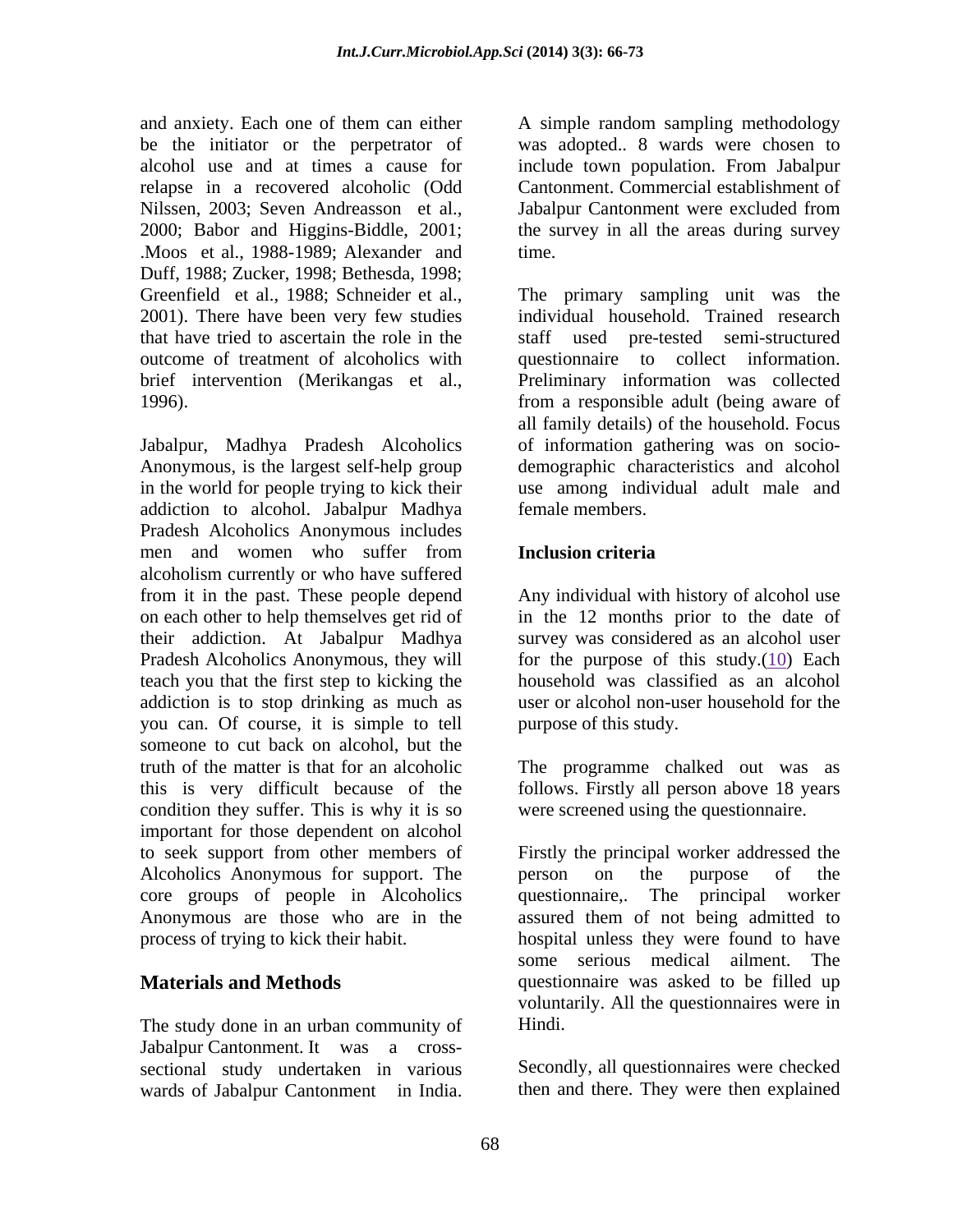and anxiety. Each one of them can either be the initiator or the perpetrator of alcohol use and at times a cause for relapse in a recovered alcoholic (Odd Nilssen, 2003; Seven Andreasson et al., 2000; Babor and Higgins-Biddle, 2001; .Moos et al., 1988-1989; Alexander and Duff, 1988; Zucker, 1998; Bethesda, 1998; Greenfield et al., 1988; Schneider et al., 2001). There have been very few studies that have tried to ascertain the role in the outcome of treatment of alcoholics with brief intervention (Merikangas et al., 1996).

Jabalpur, Madhya Pradesh Alcoholics Anonymous, is the largest self-help group in the world for people trying to kick their addiction to alcohol. Jabalpur Madhya Pradesh Alcoholics Anonymous includes men and women who suffer from alcoholism currently or who have suffered from it in the past. These people depend on each other to help themselves get rid of their addiction. At Jabalpur Madhya Pradesh Alcoholics Anonymous, they will teach you that the first step to kicking the addiction is to stop drinking as much as you can. Of course, it is simple to tell someone to cut back on alcohol, but the truth of the matter is that for an alcoholic this is very difficult because of the condition they suffer. This is why it is so important for those dependent on alcohol to seek support from other members of Alcoholics Anonymous for support. The core groups of people in Alcoholics Anonymous are those who are in the process of trying to kick their habit.

## Materials and Methods

The study done in an urban community of Jabalpur Cantonment. It was a cross-sectional study undertaken in various wards of Jabalpur Cantonment in India. A simple random sampling methodology was adopted.. 8 wards were chosen to include town population. From Jabalpur Cantonment. Commercial establishment of Jabalpur Cantonment were excluded from the survey in all the areas during survey time.

The primary sampling unit was the individual household. Trained research staff used pre-tested semi-structured questionnaire to collect information. Preliminary information was collected from a responsible adult (being aware of all family details) of the household. Focus of information gathering was on socio-demographic characteristics and alcohol use among individual adult male and female members.

### Inclusion criteria

Any individual with history of alcohol use in the 12 months prior to the date of survey was considered as an alcohol user for the purpose of this study.(10) Each household was classified as an alcohol user or alcohol non-user household for the purpose of this study.

The programme chalked out was as follows. Firstly all person above 18 years were screened using the questionnaire.

Firstly the principal worker addressed the person on the purpose of the questionnaire,. The principal worker assured them of not being admitted to hospital unless they were found to have some serious medical ailment. The questionnaire was asked to be filled up voluntarily. All the questionnaires were in Hindi.

Secondly, all questionnaires were checked then and there. They were then explained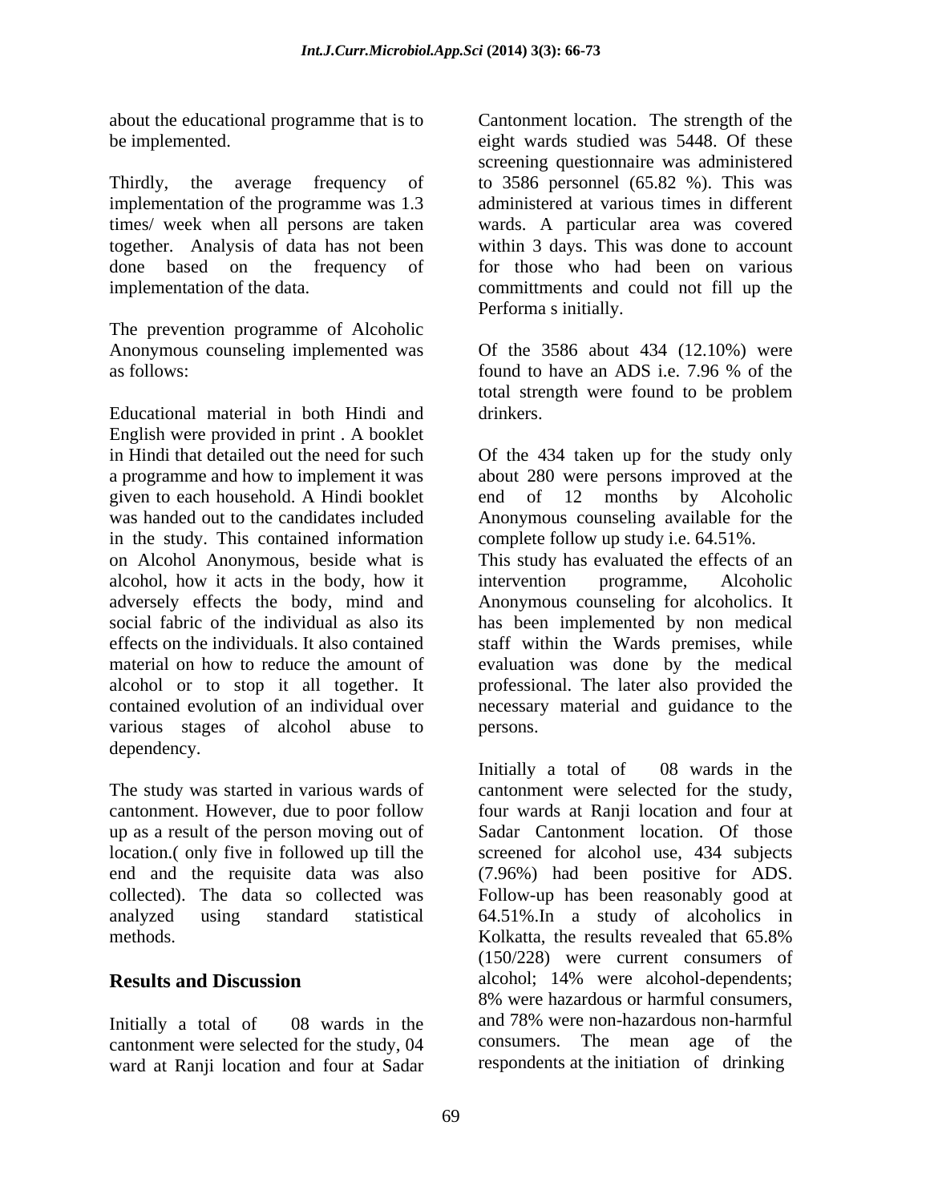about the educational programme that is to be implemented.

Thirdly, the average frequency of implementation of the programme was 1.3 times/ week when all persons are taken together. Analysis of data has not been done based on the frequency of implementation of the data.

The prevention programme of Alcoholic Anonymous counseling implemented was as follows:

Educational material in both Hindi and English were provided in print . A booklet in Hindi that detailed out the need for such a programme and how to implement it was given to each household. A Hindi booklet was handed out to the candidates included in the study. This contained information on Alcohol Anonymous, beside what is alcohol, how it acts in the body, how it adversely effects the body, mind and social fabric of the individual as also its effects on the individuals. It also contained material on how to reduce the amount of alcohol or to stop it all together. It contained evolution of an individual over various stages of alcohol abuse to dependency.

The study was started in various wards of cantonment. However, due to poor follow up as a result of the person moving out of location.( only five in followed up till the end and the requisite data was also collected). The data so collected was analyzed using standard statistical methods.

## Results and Discussion

Initially a total of 08 wards in the cantonment were selected for the study, 04 ward at Ranji location and four at Sadar Cantonment location. The strength of the eight wards studied was 5448. Of these screening questionnaire was administered to 3586 personnel (65.82 %). This was administered at various times in different wards. A particular area was covered within 3 days. This was done to account for those who had been on various committments and could not fill up the Performa s initially.

Of the 3586 about 434 (12.10%) were found to have an ADS i.e. 7.96 % of the total strength were found to be problem drinkers.

Of the 434 taken up for the study only about 280 were persons improved at the end of 12 months by Alcoholic Anonymous counseling available for the complete follow up study i.e. 64.51%.

This study has evaluated the effects of an intervention programme, Alcoholic Anonymous counseling for alcoholics. It has been implemented by non medical staff within the Wards premises, while evaluation was done by the medical professional. The later also provided the necessary material and guidance to the persons.

Initially a total of 08 wards in the cantonment were selected for the study, four wards at Ranji location and four at Sadar Cantonment location. Of those screened for alcohol use, 434 subjects (7.96%) had been positive for ADS. Follow-up has been reasonably good at 64.51%.In a study of alcoholics in Kolkatta, the results revealed that 65.8% (150/228) were current consumers of alcohol; 14% were alcohol-dependents; 8% were hazardous or harmful consumers, and 78% were non-hazardous non-harmful consumers. The mean age of the respondents at the initiation of drinking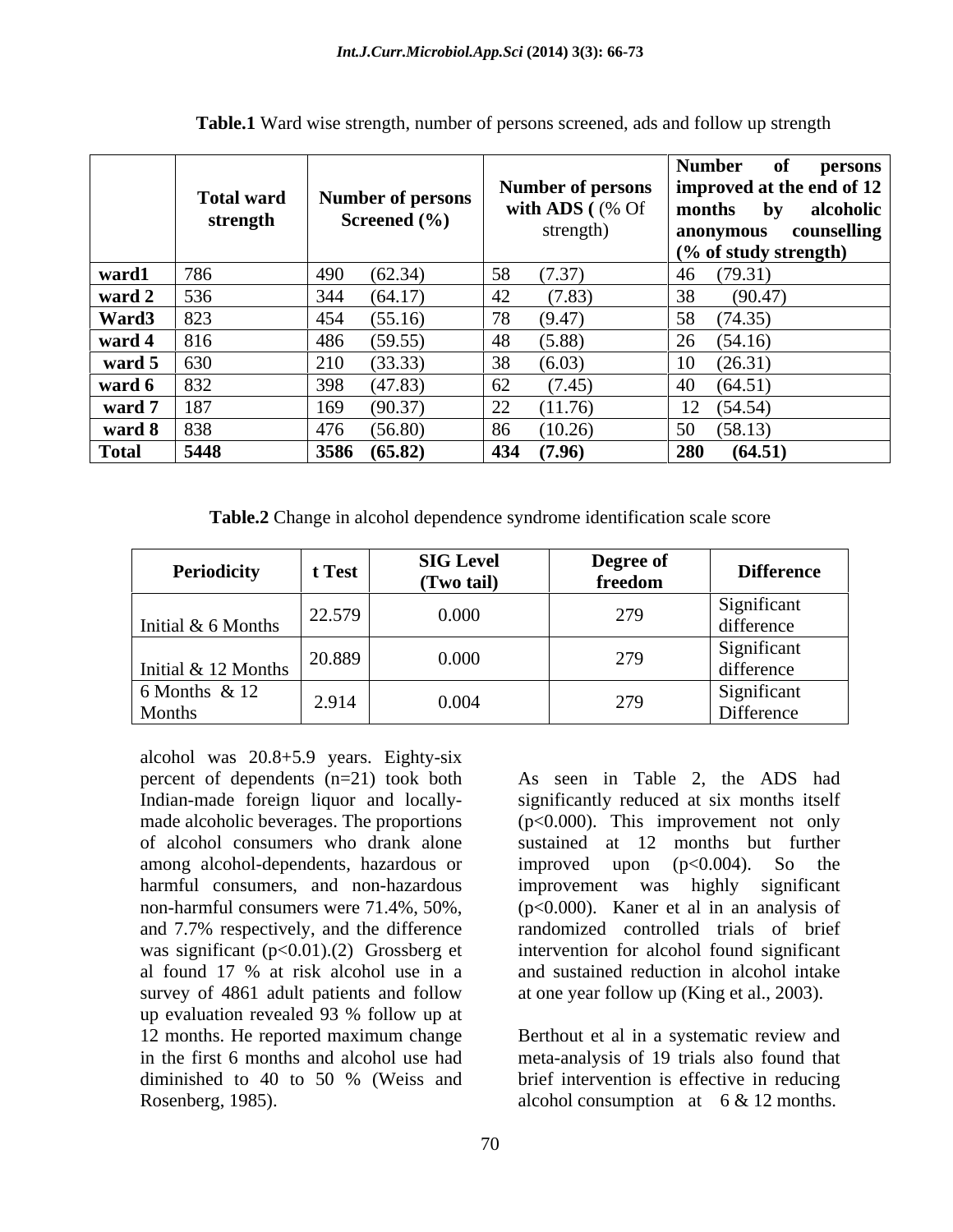**Table.1** Ward wise strength, number of persons screened, ads and follow up strength

| | Total ward strength | Number of persons Screened (%) | Number of persons with ADS ( (% Of strength) | Number of persons improved at the end of 12 months by alcoholic anonymous counselling (% of study strength) |
|---|---|---|---|---|
| **ward1** | 786 | 490 (62.34) | 58 (7.37) | 46 (79.31) |
| **ward 2** | 536 | 344 (64.17) | 42 (7.83) | 38 (90.47) |
| **Ward3** | 823 | 454 (55.16) | 78 (9.47) | 58 (74.35) |
| **ward 4** | 816 | 486 (59.55) | 48 (5.88) | 26 (54.16) |
| **ward 5** | 630 | 210 (33.33) | 38 (6.03) | 10 (26.31) |
| **ward 6** | 832 | 398 (47.83) | 62 (7.45) | 40 (64.51) |
| **ward 7** | 187 | 169 (90.37) | 22 (11.76) | 12 (54.54) |
| **ward 8** | 838 | 476 (56.80) | 86 (10.26) | 50 (58.13) |
| **Total** | **5448** | **3586 (65.82)** | **434 (7.96)** | **280 (64.51)** |

**Table.2** Change in alcohol dependence syndrome identification scale score

| Periodicity | t Test | SIG Level (Two tail) | Degree of freedom | Difference |
|---|---|---|---|---|
| Initial & 6 Months | 22.579 | 0.000 | 279 | Significant difference |
| Initial & 12 Months | 20.889 | 0.000 | 279 | Significant difference |
| 6 Months & 12 Months | 2.914 | 0.004 | 279 | Significant Difference |

alcohol was 20.8+5.9 years. Eighty-six percent of dependents (n=21) took both Indian-made foreign liquor and locally-made alcoholic beverages. The proportions of alcohol consumers who drank alone among alcohol-dependents, hazardous or harmful consumers, and non-hazardous non-harmful consumers were 71.4%, 50%, and 7.7% respectively, and the difference was significant ($p<0.01$).(2) Grossberg et al found 17 % at risk alcohol use in a survey of 4861 adult patients and follow up evaluation revealed 93 % follow up at 12 months. He reported maximum change in the first 6 months and alcohol use had diminished to 40 to 50 % (Weiss and Rosenberg, 1985).

As seen in Table 2, the ADS had significantly reduced at six months itself ($p<0.000$). This improvement not only sustained at 12 months but further improved upon ($p<0.004$). So the improvement was highly significant ($p<0.000$). Kaner et al in an analysis of randomized controlled trials of brief intervention for alcohol found significant and sustained reduction in alcohol intake at one year follow up (King et al., 2003).

Berthout et al in a systematic review and meta-analysis of 19 trials also found that brief intervention is effective in reducing alcohol consumption at 6 & 12 months.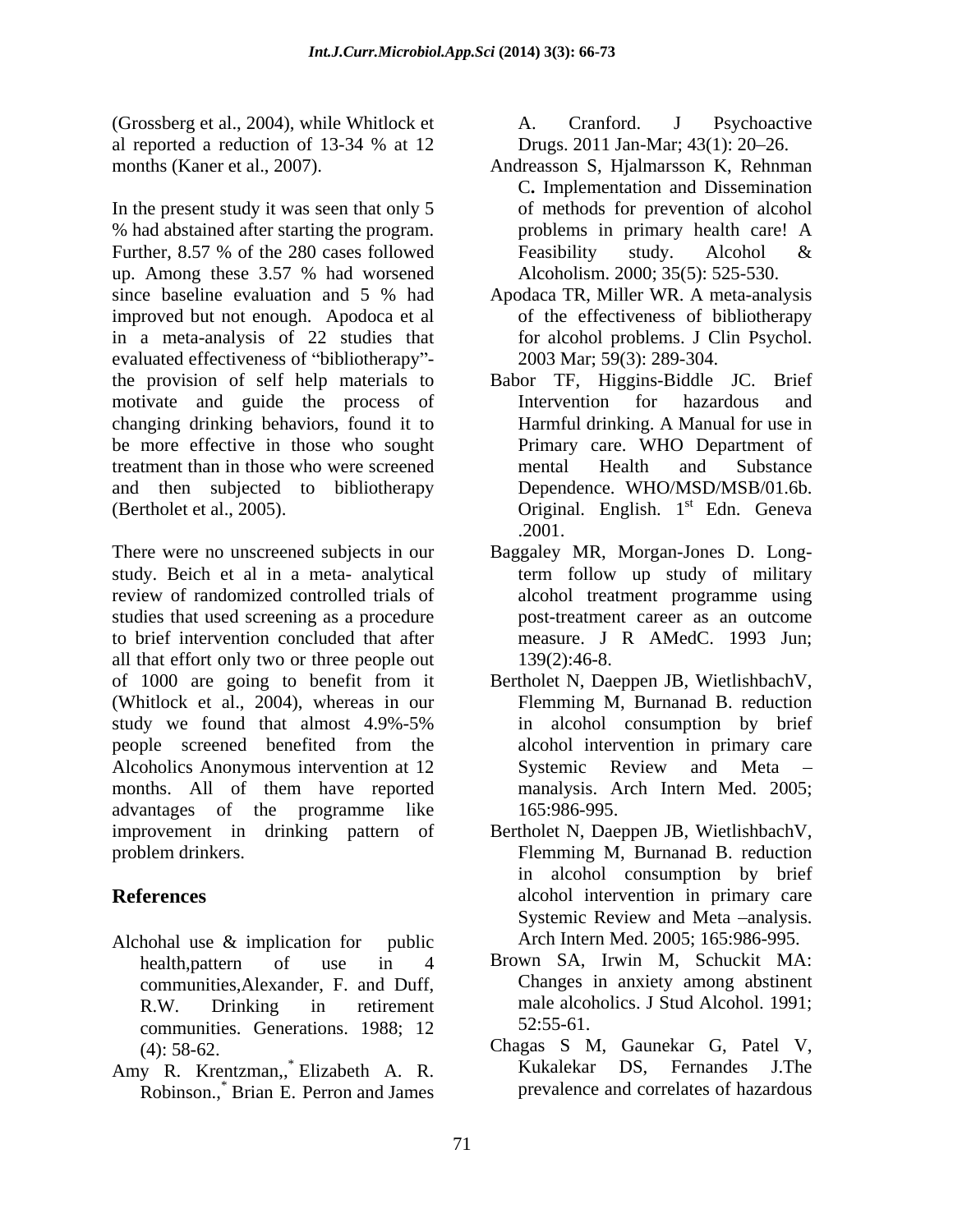(Grossberg et al., 2004), while Whitlock et al reported a reduction of 13-34 % at 12 months (Kaner et al., 2007).

In the present study it was seen that only 5 % had abstained after starting the program. Further, 8.57 % of the 280 cases followed up. Among these 3.57 % had worsened since baseline evaluation and 5 % had improved but not enough. Apodoca et al in a meta-analysis of 22 studies that evaluated effectiveness of "bibliotherapy"- the provision of self help materials to motivate and guide the process of changing drinking behaviors, found it to be more effective in those who sought treatment than in those who were screened and then subjected to bibliotherapy (Bertholet et al., 2005).

There were no unscreened subjects in our study. Beich et al in a meta- analytical review of randomized controlled trials of studies that used screening as a procedure to brief intervention concluded that after all that effort only two or three people out of 1000 are going to benefit from it (Whitlock et al., 2004), whereas in our study we found that almost 4.9%-5% people screened benefited from the Alcoholics Anonymous intervention at 12 months. All of them have reported advantages of the programme like improvement in drinking pattern of problem drinkers.

## References

Alchohal use & implication for public health,pattern of use in 4 communities,Alexander, F. and Duff, R.W. Drinking in retirement communities. Generations. 1988; 12 (4): 58-62.

Amy R. Krentzman,,* Elizabeth A. R. Robinson.,* Brian E. Perron and James A. Cranford. J Psychoactive Drugs. 2011 Jan-Mar; 43(1): 20–26.

Andreasson S, Hjalmarsson K, Rehnman C. Implementation and Dissemination of methods for prevention of alcohol problems in primary health care! A Feasibility study. Alcohol & Alcoholism. 2000; 35(5): 525-530.

Apodaca TR, Miller WR. A meta-analysis of the effectiveness of bibliotherapy for alcohol problems. J Clin Psychol. 2003 Mar; 59(3): 289-304.

Babor TF, Higgins-Biddle JC. Brief Intervention for hazardous and Harmful drinking. A Manual for use in Primary care. WHO Department of mental Health and Substance Dependence. WHO/MSD/MSB/01.6b. Original. English. 1st Edn. Geneva .2001.

Baggaley MR, Morgan-Jones D. Long-term follow up study of military alcohol treatment programme using post-treatment career as an outcome measure. J R AMedC. 1993 Jun; 139(2):46-8.

Bertholet N, Daeppen JB, WietlishbachV, Flemming M, Burnanad B. reduction in alcohol consumption by brief alcohol intervention in primary care Systemic Review and Meta – manalysis. Arch Intern Med. 2005; 165:986-995.

Bertholet N, Daeppen JB, WietlishbachV, Flemming M, Burnanad B. reduction in alcohol consumption by brief alcohol intervention in primary care Systemic Review and Meta –analysis. Arch Intern Med. 2005; 165:986-995.

Brown SA, Irwin M, Schuckit MA: Changes in anxiety among abstinent male alcoholics. J Stud Alcohol. 1991; 52:55-61.

Chagas S M, Gaunekar G, Patel V, Kukalekar DS, Fernandes J.The prevalence and correlates of hazardous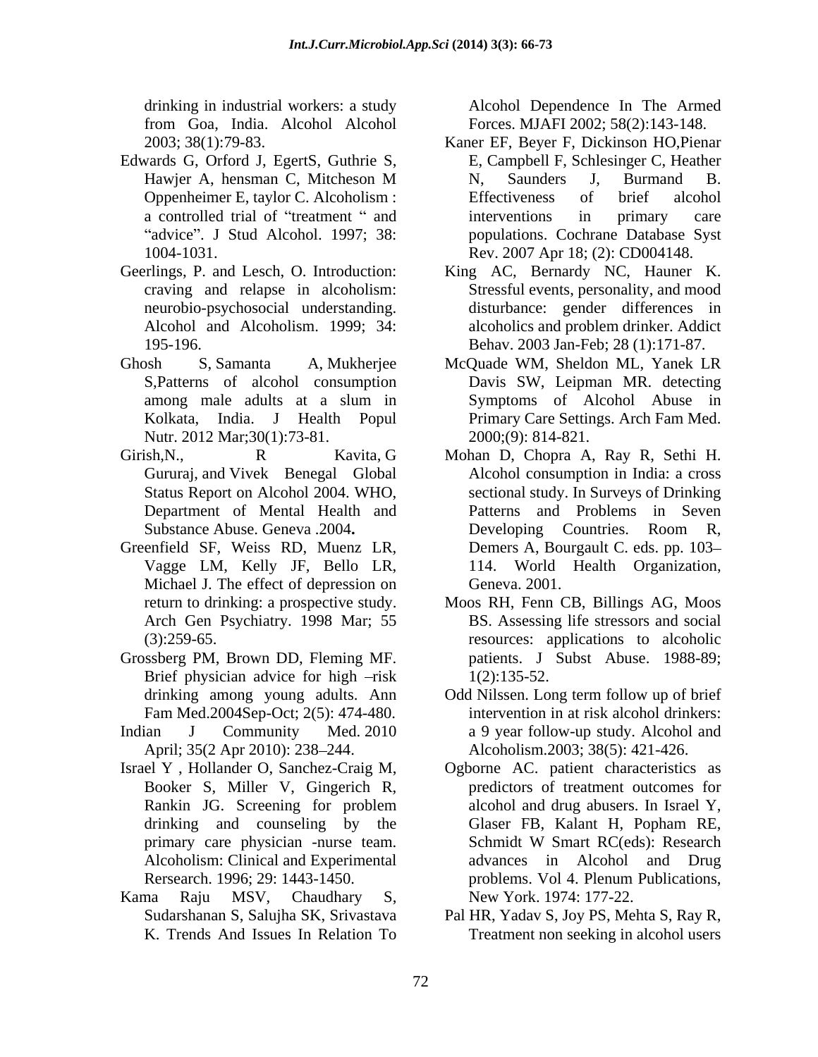drinking in industrial workers: a study from Goa, India. Alcohol Alcohol 2003; 38(1):79-83.

Edwards G, Orford J, EgertS, Guthrie S, Hawjer A, hensman C, Mitcheson M Oppenheimer E, taylor C. Alcoholism : a controlled trial of "treatment " and "advice". J Stud Alcohol. 1997; 38: 1004-1031.

Geerlings, P. and Lesch, O. Introduction: craving and relapse in alcoholism: neurobio-psychosocial understanding. Alcohol and Alcoholism. 1999; 34: 195-196.

Ghosh S, Samanta A, Mukherjee S,Patterns of alcohol consumption among male adults at a slum in Kolkata, India. J Health Popul Nutr. 2012 Mar;30(1):73-81.

Girish,N., R Kavita, G Gururaj, and Vivek Benegal Global Status Report on Alcohol 2004. WHO, Department of Mental Health and Substance Abuse. Geneva .2004**.**

Greenfield SF, Weiss RD, Muenz LR, Vagge LM, Kelly JF, Bello LR, Michael J. The effect of depression on return to drinking: a prospective study. Arch Gen Psychiatry. 1998 Mar; 55 (3):259-65.

Grossberg PM, Brown DD, Fleming MF. Brief physician advice for high –risk drinking among young adults. Ann Fam Med.2004Sep-Oct; 2(5): 474-480.

Indian J Community Med. 2010 April; 35(2 Apr 2010): 238–244.

Israel Y , Hollander O, Sanchez-Craig M, Booker S, Miller V, Gingerich R, Rankin JG. Screening for problem drinking and counseling by the primary care physician -nurse team. Alcoholism: Clinical and Experimental Rersearch. 1996; 29: 1443-1450.

Kama Raju MSV, Chaudhary S, Sudarshanan S, Salujha SK, Srivastava K. Trends And Issues In Relation To Alcohol Dependence In The Armed Forces. MJAFI 2002; 58(2):143-148.

Kaner EF, Beyer F, Dickinson HO,Pienar E, Campbell F, Schlesinger C, Heather N, Saunders J, Burmand B. Effectiveness of brief alcohol interventions in primary care populations. Cochrane Database Syst Rev. 2007 Apr 18; (2): CD004148.

King AC, Bernardy NC, Hauner K. Stressful events, personality, and mood disturbance: gender differences in alcoholics and problem drinker. Addict Behav. 2003 Jan-Feb; 28 (1):171-87.

McQuade WM, Sheldon ML, Yanek LR Davis SW, Leipman MR. detecting Symptoms of Alcohol Abuse in Primary Care Settings. Arch Fam Med. 2000;(9): 814-821.

Mohan D, Chopra A, Ray R, Sethi H. Alcohol consumption in India: a cross sectional study. In Surveys of Drinking Patterns and Problems in Seven Developing Countries. Room R, Demers A, Bourgault C. eds. pp. 103–114. World Health Organization, Geneva. 2001.

Moos RH, Fenn CB, Billings AG, Moos BS. Assessing life stressors and social resources: applications to alcoholic patients. J Subst Abuse. 1988-89; 1(2):135-52.

Odd Nilssen. Long term follow up of brief intervention in at risk alcohol drinkers: a 9 year follow-up study. Alcohol and Alcoholism.2003; 38(5): 421-426.

Ogborne AC. patient characteristics as predictors of treatment outcomes for alcohol and drug abusers. In Israel Y, Glaser FB, Kalant H, Popham RE, Schmidt W Smart RC(eds): Research advances in Alcohol and Drug problems. Vol 4. Plenum Publications, New York. 1974: 177-22.

Pal HR, Yadav S, Joy PS, Mehta S, Ray R, Treatment non seeking in alcohol users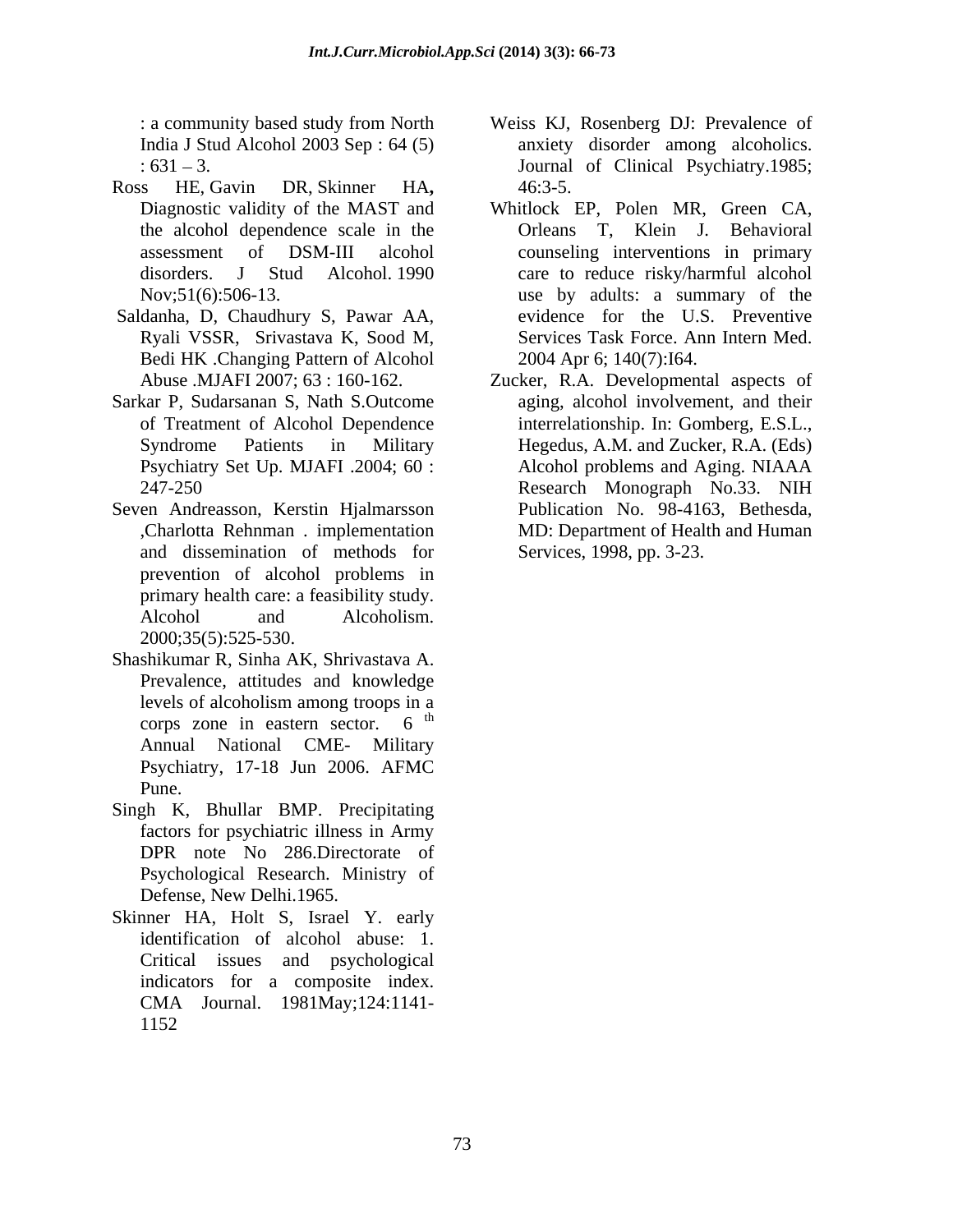: a community based study from North India J Stud Alcohol 2003 Sep : 64 (5) : 631 – 3.

Ross HE, Gavin DR, Skinner HA**,** Diagnostic validity of the MAST and the alcohol dependence scale in the assessment of DSM-III alcohol disorders. J Stud Alcohol. 1990 Nov;51(6):506-13.

Saldanha, D, Chaudhury S, Pawar AA, Ryali VSSR, Srivastava K, Sood M, Bedi HK .Changing Pattern of Alcohol Abuse .MJAFI 2007; 63 : 160-162.

Sarkar P, Sudarsanan S, Nath S.Outcome of Treatment of Alcohol Dependence Syndrome Patients in Military Psychiatry Set Up. MJAFI .2004; 60 : 247-250

Seven Andreasson, Kerstin Hjalmarsson ,Charlotta Rehnman . implementation and dissemination of methods for prevention of alcohol problems in primary health care: a feasibility study. Alcohol and Alcoholism. 2000;35(5):525-530.

Shashikumar R, Sinha AK, Shrivastava A. Prevalence, attitudes and knowledge levels of alcoholism among troops in a corps zone in eastern sector. 6 th Annual National CME- Military Psychiatry, 17-18 Jun 2006. AFMC Pune.

Singh K, Bhullar BMP. Precipitating factors for psychiatric illness in Army DPR note No 286.Directorate of Psychological Research. Ministry of Defense, New Delhi.1965.

Skinner HA, Holt S, Israel Y. early identification of alcohol abuse: 1. Critical issues and psychological indicators for a composite index. CMA Journal. 1981May;124:1141-1152

Weiss KJ, Rosenberg DJ: Prevalence of anxiety disorder among alcoholics. Journal of Clinical Psychiatry.1985; 46:3-5.

Whitlock EP, Polen MR, Green CA, Orleans T, Klein J. Behavioral counseling interventions in primary care to reduce risky/harmful alcohol use by adults: a summary of the evidence for the U.S. Preventive Services Task Force. Ann Intern Med. 2004 Apr 6; 140(7):I64.

Zucker, R.A. Developmental aspects of aging, alcohol involvement, and their interrelationship. In: Gomberg, E.S.L., Hegedus, A.M. and Zucker, R.A. (Eds) Alcohol problems and Aging. NIAAA Research Monograph No.33. NIH Publication No. 98-4163, Bethesda, MD: Department of Health and Human Services, 1998, pp. 3-23.